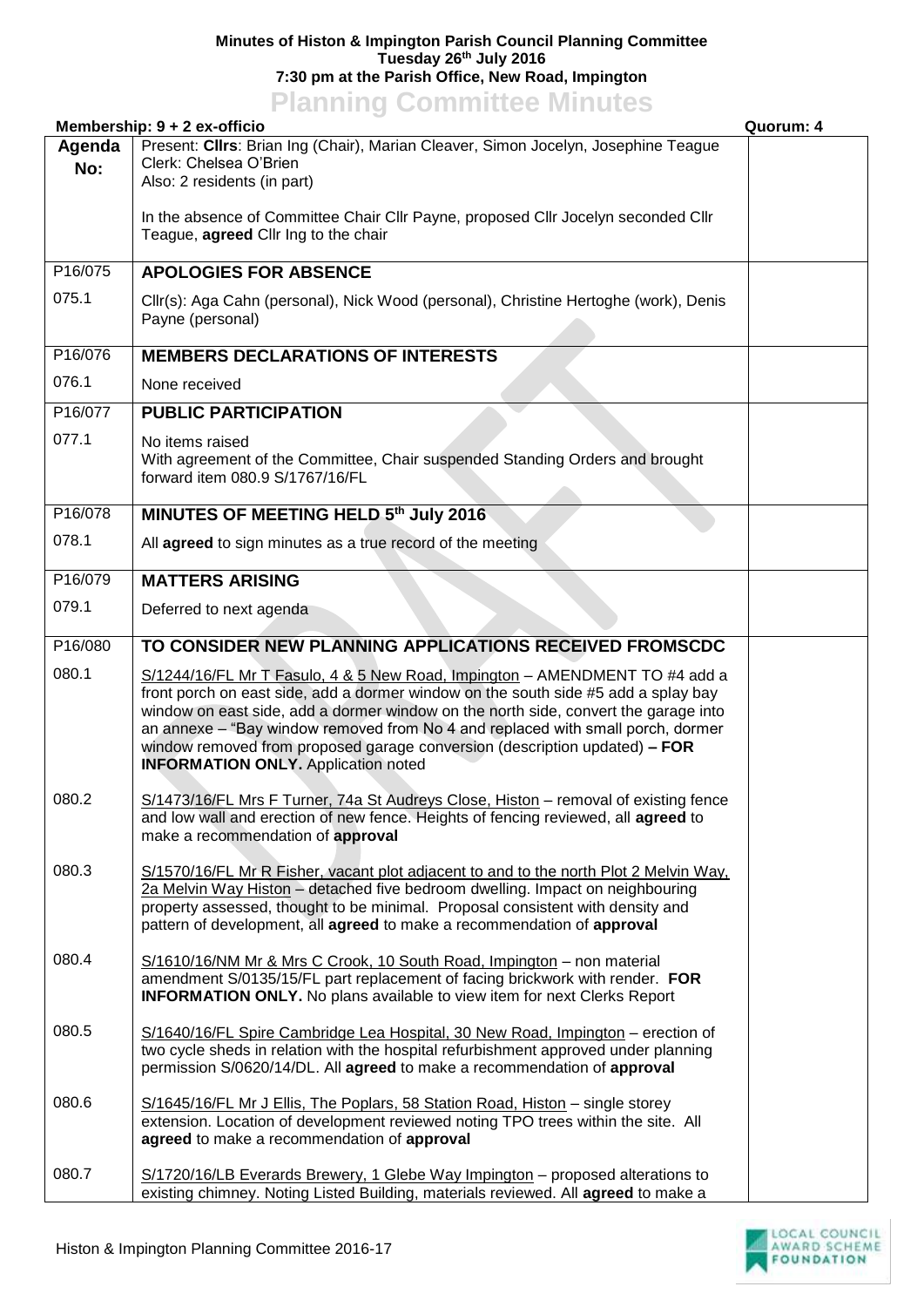**Minutes of Histon & Impington Parish Council Planning Committee**
**Tuesday 26th July 2016**
**7:30 pm at the Parish Office, New Road, Impington**

# Planning Committee Minutes

| Membership: 9 + 2 ex-officio | | Quorum: 4 |
|---|---|---|
| **Agenda No:** | Present: **Cllrs**: Brian Ing (Chair), Marian Cleaver, Simon Jocelyn, Josephine Teague<br>Clerk: Chelsea O'Brien<br>Also: 2 residents (in part)<br><br>In the absence of Committee Chair Cllr Payne, proposed Cllr Jocelyn seconded Cllr Teague, **agreed** Cllr Ing to the chair | |
| P16/075 | **APOLOGIES FOR ABSENCE** | |
| 075.1 | Cllr(s): Aga Cahn (personal), Nick Wood (personal), Christine Hertoghe (work), Denis Payne (personal) | |
| P16/076 | **MEMBERS DECLARATIONS OF INTERESTS** | |
| 076.1 | None received | |
| P16/077 | **PUBLIC PARTICIPATION** | |
| 077.1 | No items raised<br>With agreement of the Committee, Chair suspended Standing Orders and brought forward item 080.9 S/1767/16/FL | |
| P16/078 | **MINUTES OF MEETING HELD 5th July 2016** | |
| 078.1 | All **agreed** to sign minutes as a true record of the meeting | |
| P16/079 | **MATTERS ARISING** | |
| 079.1 | Deferred to next agenda | |
| P16/080 | **TO CONSIDER NEW PLANNING APPLICATIONS RECEIVED FROMSCDC** | |
| 080.1 | S/1244/16/FL Mr T Fasulo, 4 & 5 New Road, Impington – AMENDMENT TO #4 add a front porch on east side, add a dormer window on the south side #5 add a splay bay window on east side, add a dormer window on the north side, convert the garage into an annexe – "Bay window removed from No 4 and replaced with small porch, dormer window removed from proposed garage conversion (description updated) **– FOR INFORMATION ONLY.** Application noted | |
| 080.2 | S/1473/16/FL Mrs F Turner, 74a St Audreys Close, Histon – removal of existing fence and low wall and erection of new fence. Heights of fencing reviewed, all **agreed** to make a recommendation of **approval** | |
| 080.3 | S/1570/16/FL Mr R Fisher, vacant plot adjacent to and to the north Plot 2 Melvin Way, 2a Melvin Way Histon – detached five bedroom dwelling. Impact on neighbouring property assessed, thought to be minimal. Proposal consistent with density and pattern of development, all **agreed** to make a recommendation of **approval** | |
| 080.4 | S/1610/16/NM Mr & Mrs C Crook, 10 South Road, Impington – non material amendment S/0135/15/FL part replacement of facing brickwork with render. **FOR INFORMATION ONLY.** No plans available to view item for next Clerks Report | |
| 080.5 | S/1640/16/FL Spire Cambridge Lea Hospital, 30 New Road, Impington – erection of two cycle sheds in relation with the hospital refurbishment approved under planning permission S/0620/14/DL. All **agreed** to make a recommendation of **approval** | |
| 080.6 | S/1645/16/FL Mr J Ellis, The Poplars, 58 Station Road, Histon – single storey extension. Location of development reviewed noting TPO trees within the site. All **agreed** to make a recommendation of **approval** | |
| 080.7 | S/1720/16/LB Everards Brewery, 1 Glebe Way Impington – proposed alterations to existing chimney. Noting Listed Building, materials reviewed. All **agreed** to make a | |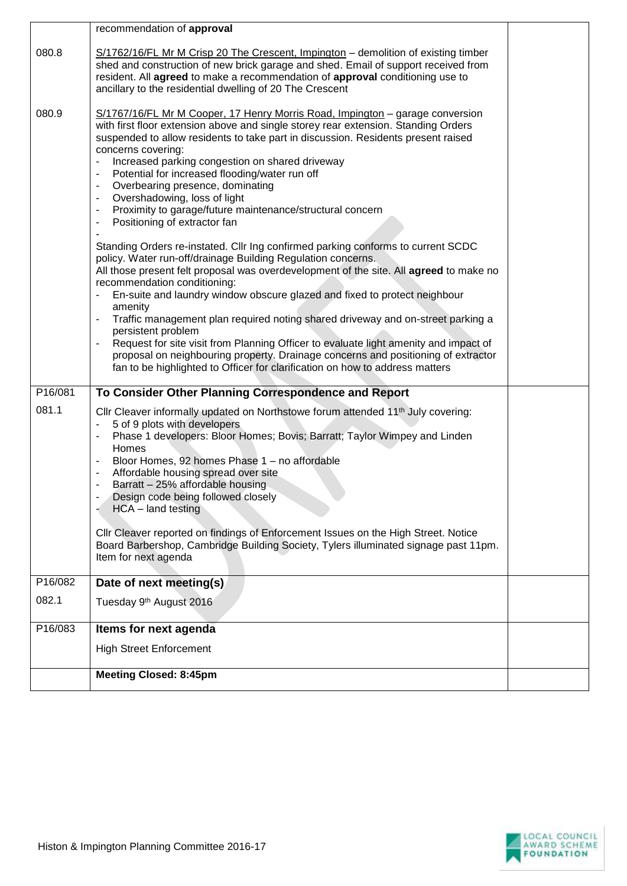| | | |
|---|---|---|
| | recommendation of **approval** | |
| 080.8 | S/1762/16/FL Mr M Crisp 20 The Crescent, Impington – demolition of existing timber shed and construction of new brick garage and shed. Email of support received from resident. All **agreed** to make a recommendation of **approval** conditioning use to ancillary to the residential dwelling of 20 The Crescent | |
| 080.9 | S/1767/16/FL Mr M Cooper, 17 Henry Morris Road, Impington – garage conversion with first floor extension above and single storey rear extension. Standing Orders suspended to allow residents to take part in discussion. Residents present raised concerns covering:<br>- Increased parking congestion on shared driveway<br>- Potential for increased flooding/water run off<br>- Overbearing presence, dominating<br>- Overshadowing, loss of light<br>- Proximity to garage/future maintenance/structural concern<br>- Positioning of extractor fan<br>-<br>Standing Orders re-instated. Cllr Ing confirmed parking conforms to current SCDC policy. Water run-off/drainage Building Regulation concerns.<br>All those present felt proposal was overdevelopment of the site. All **agreed** to make no recommendation conditioning:<br>- En-suite and laundry window obscure glazed and fixed to protect neighbour amenity<br>- Traffic management plan required noting shared driveway and on-street parking a persistent problem<br>- Request for site visit from Planning Officer to evaluate light amenity and impact of proposal on neighbouring property. Drainage concerns and positioning of extractor fan to be highlighted to Officer for clarification on how to address matters | |
| P16/081 | **To Consider Other Planning Correspondence and Report** | |
| 081.1 | Cllr Cleaver informally updated on Northstowe forum attended 11th July covering:<br>- 5 of 9 plots with developers<br>- Phase 1 developers: Bloor Homes; Bovis; Barratt; Taylor Wimpey and Linden Homes<br>- Bloor Homes, 92 homes Phase 1 – no affordable<br>- Affordable housing spread over site<br>- Barratt – 25% affordable housing<br>- Design code being followed closely<br>- HCA – land testing<br><br>Cllr Cleaver reported on findings of Enforcement Issues on the High Street. Notice Board Barbershop, Cambridge Building Society, Tylers illuminated signage past 11pm. Item for next agenda | |
| P16/082 | **Date of next meeting(s)** | |
| 082.1 | Tuesday 9th August 2016 | |
| P16/083 | **Items for next agenda**<br><br>High Street Enforcement | |
| | **Meeting Closed: 8:45pm** | |